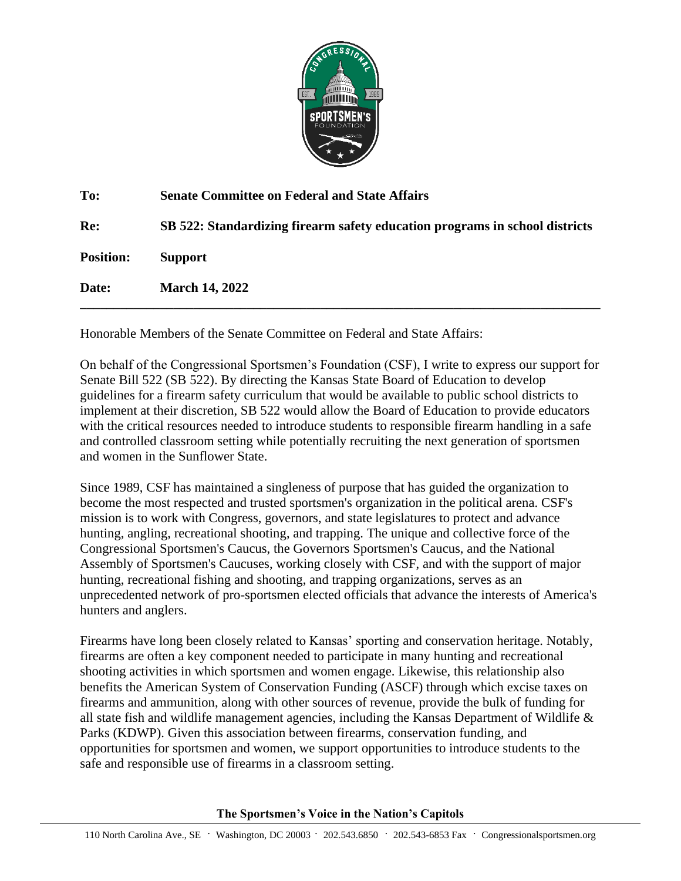**To:** **Senate Committee on Federal and State Affairs**

**Re:** **SB 522: Standardizing firearm safety education programs in school districts**

**Position:** **Support**

**Date:** **March 14, 2022**

---

Honorable Members of the Senate Committee on Federal and State Affairs:

On behalf of the Congressional Sportsmen's Foundation (CSF), I write to express our support for Senate Bill 522 (SB 522). By directing the Kansas State Board of Education to develop guidelines for a firearm safety curriculum that would be available to public school districts to implement at their discretion, SB 522 would allow the Board of Education to provide educators with the critical resources needed to introduce students to responsible firearm handling in a safe and controlled classroom setting while potentially recruiting the next generation of sportsmen and women in the Sunflower State.

Since 1989, CSF has maintained a singleness of purpose that has guided the organization to become the most respected and trusted sportsmen's organization in the political arena. CSF's mission is to work with Congress, governors, and state legislatures to protect and advance hunting, angling, recreational shooting, and trapping. The unique and collective force of the Congressional Sportsmen's Caucus, the Governors Sportsmen's Caucus, and the National Assembly of Sportsmen's Caucuses, working closely with CSF, and with the support of major hunting, recreational fishing and shooting, and trapping organizations, serves as an unprecedented network of pro-sportsmen elected officials that advance the interests of America's hunters and anglers.

Firearms have long been closely related to Kansas' sporting and conservation heritage. Notably, firearms are often a key component needed to participate in many hunting and recreational shooting activities in which sportsmen and women engage. Likewise, this relationship also benefits the American System of Conservation Funding (ASCF) through which excise taxes on firearms and ammunition, along with other sources of revenue, provide the bulk of funding for all state fish and wildlife management agencies, including the Kansas Department of Wildlife & Parks (KDWP). Given this association between firearms, conservation funding, and opportunities for sportsmen and women, we support opportunities to introduce students to the safe and responsible use of firearms in a classroom setting.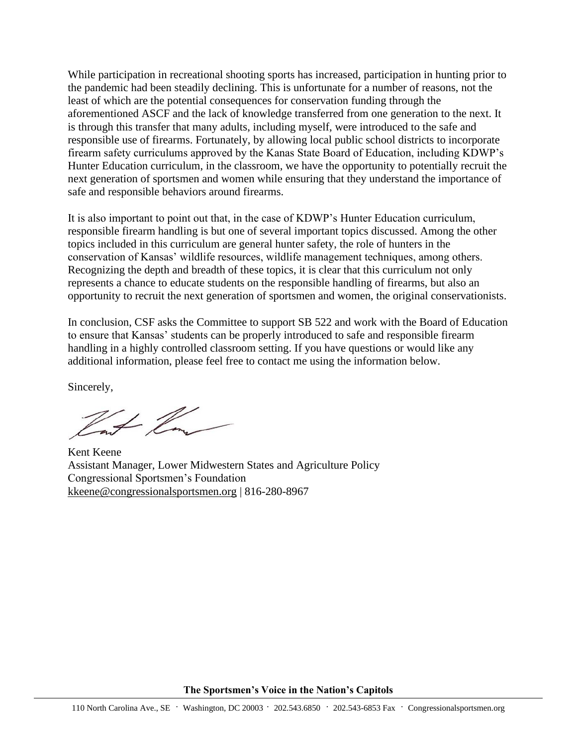While participation in recreational shooting sports has increased, participation in hunting prior to the pandemic had been steadily declining. This is unfortunate for a number of reasons, not the least of which are the potential consequences for conservation funding through the aforementioned ASCF and the lack of knowledge transferred from one generation to the next. It is through this transfer that many adults, including myself, were introduced to the safe and responsible use of firearms. Fortunately, by allowing local public school districts to incorporate firearm safety curriculums approved by the Kanas State Board of Education, including KDWP's Hunter Education curriculum, in the classroom, we have the opportunity to potentially recruit the next generation of sportsmen and women while ensuring that they understand the importance of safe and responsible behaviors around firearms.

It is also important to point out that, in the case of KDWP's Hunter Education curriculum, responsible firearm handling is but one of several important topics discussed. Among the other topics included in this curriculum are general hunter safety, the role of hunters in the conservation of Kansas' wildlife resources, wildlife management techniques, among others. Recognizing the depth and breadth of these topics, it is clear that this curriculum not only represents a chance to educate students on the responsible handling of firearms, but also an opportunity to recruit the next generation of sportsmen and women, the original conservationists.

In conclusion, CSF asks the Committee to support SB 522 and work with the Board of Education to ensure that Kansas' students can be properly introduced to safe and responsible firearm handling in a highly controlled classroom setting. If you have questions or would like any additional information, please feel free to contact me using the information below.

Sincerely,

Kent Keene
Assistant Manager, Lower Midwestern States and Agriculture Policy
Congressional Sportsmen's Foundation
kkeene@congressionalsportsmen.org | 816-280-8967

**The Sportsmen's Voice in the Nation's Capitols**

110 North Carolina Ave., SE · Washington, DC 20003 · 202.543.6850 · 202.543-6853 Fax · Congressionalsportsmen.org